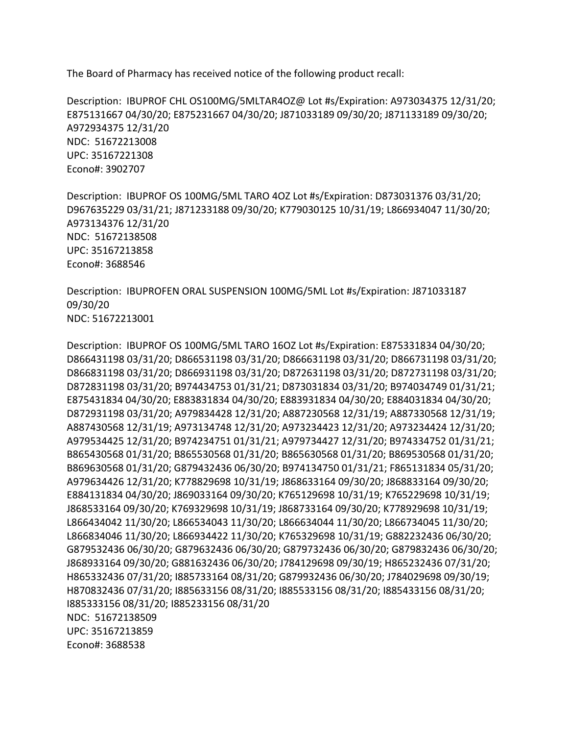The Board of Pharmacy has received notice of the following product recall:

Description: IBUPROF CHL OS100MG/5MLTAR4OZ@ Lot #s/Expiration: A973034375 12/31/20; E875131667 04/30/20; E875231667 04/30/20; J871033189 09/30/20; J871133189 09/30/20; A972934375 12/31/20
NDC: 51672213008
UPC: 35167221308
Econo#: 3902707

Description: IBUPROF OS 100MG/5ML TARO 4OZ Lot #s/Expiration: D873031376 03/31/20; D967635229 03/31/21; J871233188 09/30/20; K779030125 10/31/19; L866934047 11/30/20; A973134376 12/31/20
NDC: 51672138508
UPC: 35167213858
Econo#: 3688546

Description: IBUPROFEN ORAL SUSPENSION 100MG/5ML Lot #s/Expiration: J871033187 09/30/20
NDC: 51672213001

Description: IBUPROF OS 100MG/5ML TARO 16OZ Lot #s/Expiration: E875331834 04/30/20; D866431198 03/31/20; D866531198 03/31/20; D866631198 03/31/20; D866731198 03/31/20; D866831198 03/31/20; D866931198 03/31/20; D872631198 03/31/20; D872731198 03/31/20; D872831198 03/31/20; B974434753 01/31/21; D873031834 03/31/20; B974034749 01/31/21; E875431834 04/30/20; E883831834 04/30/20; E883931834 04/30/20; E884031834 04/30/20; D872931198 03/31/20; A979834428 12/31/20; A887230568 12/31/19; A887330568 12/31/19; A887430568 12/31/19; A973134748 12/31/20; A973234423 12/31/20; A973234424 12/31/20; A979534425 12/31/20; B974234751 01/31/21; A979734427 12/31/20; B974334752 01/31/21; B865430568 01/31/20; B865530568 01/31/20; B865630568 01/31/20; B869530568 01/31/20; B869630568 01/31/20; G879432436 06/30/20; B974134750 01/31/21; F865131834 05/31/20; A979634426 12/31/20; K778829698 10/31/19; J868633164 09/30/20; J868833164 09/30/20; E884131834 04/30/20; J869033164 09/30/20; K765129698 10/31/19; K765229698 10/31/19; J868533164 09/30/20; K769329698 10/31/19; J868733164 09/30/20; K778929698 10/31/19; L866434042 11/30/20; L866534043 11/30/20; L866634044 11/30/20; L866734045 11/30/20; L866834046 11/30/20; L866934422 11/30/20; K765329698 10/31/19; G882232436 06/30/20; G879532436 06/30/20; G879632436 06/30/20; G879732436 06/30/20; G879832436 06/30/20; J868933164 09/30/20; G881632436 06/30/20; J784129698 09/30/19; H865232436 07/31/20; H865332436 07/31/20; I885733164 08/31/20; G879932436 06/30/20; J784029698 09/30/19; H870832436 07/31/20; I885633156 08/31/20; I885533156 08/31/20; I885433156 08/31/20; I885333156 08/31/20; I885233156 08/31/20
NDC: 51672138509
UPC: 35167213859
Econo#: 3688538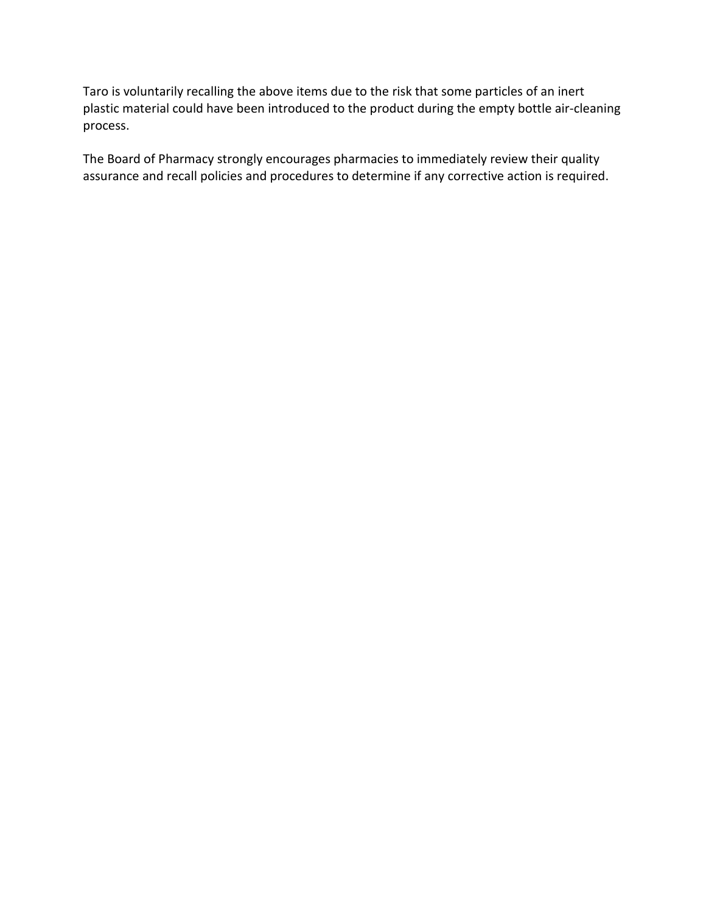Taro is voluntarily recalling the above items due to the risk that some particles of an inert plastic material could have been introduced to the product during the empty bottle air-cleaning process.

The Board of Pharmacy strongly encourages pharmacies to immediately review their quality assurance and recall policies and procedures to determine if any corrective action is required.